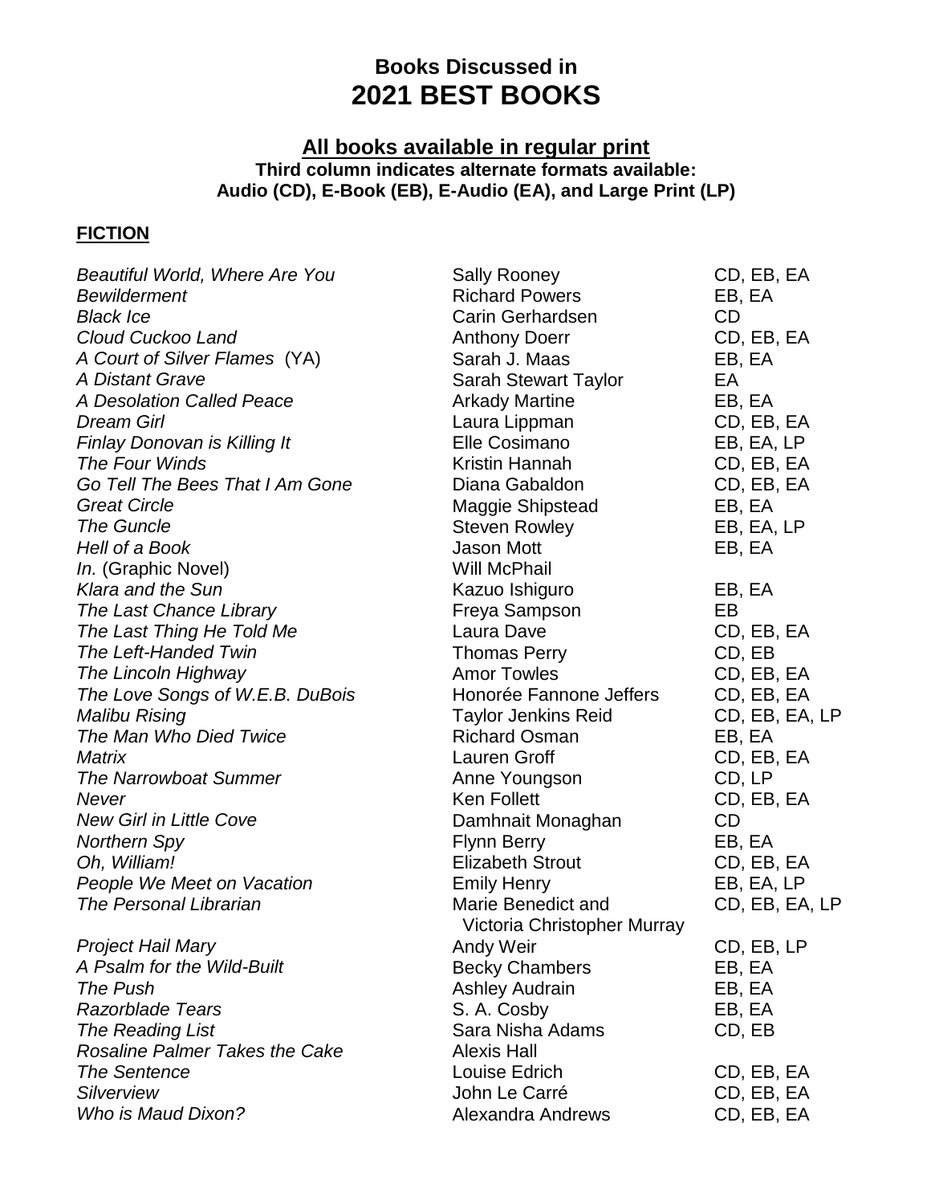# Books Discussed in
# 2021 BEST BOOKS

## All books available in regular print

**Third column indicates alternate formats available:**
**Audio (CD), E-Book (EB), E-Audio (EA), and Large Print (LP)**

### FICTION

| Title | Author | Formats |
|---|---|---|
| *Beautiful World, Where Are You* | Sally Rooney | CD, EB, EA |
| *Bewilderment* | Richard Powers | EB, EA |
| *Black Ice* | Carin Gerhardsen | CD |
| *Cloud Cuckoo Land* | Anthony Doerr | CD, EB, EA |
| *A Court of Silver Flames* (YA) | Sarah J. Maas | EB, EA |
| *A Distant Grave* | Sarah Stewart Taylor | EA |
| *A Desolation Called Peace* | Arkady Martine | EB, EA |
| *Dream Girl* | Laura Lippman | CD, EB, EA |
| *Finlay Donovan is Killing It* | Elle Cosimano | EB, EA, LP |
| *The Four Winds* | Kristin Hannah | CD, EB, EA |
| *Go Tell The Bees That I Am Gone* | Diana Gabaldon | CD, EB, EA |
| *Great Circle* | Maggie Shipstead | EB, EA |
| *The Guncle* | Steven Rowley | EB, EA, LP |
| *Hell of a Book* | Jason Mott | EB, EA |
| *In.* (Graphic Novel) | Will McPhail | |
| *Klara and the Sun* | Kazuo Ishiguro | EB, EA |
| *The Last Chance Library* | Freya Sampson | EB |
| *The Last Thing He Told Me* | Laura Dave | CD, EB, EA |
| *The Left-Handed Twin* | Thomas Perry | CD, EB |
| *The Lincoln Highway* | Amor Towles | CD, EB, EA |
| *The Love Songs of W.E.B. DuBois* | Honorée Fannone Jeffers | CD, EB, EA |
| *Malibu Rising* | Taylor Jenkins Reid | CD, EB, EA, LP |
| *The Man Who Died Twice* | Richard Osman | EB, EA |
| *Matrix* | Lauren Groff | CD, EB, EA |
| *The Narrowboat Summer* | Anne Youngson | CD, LP |
| *Never* | Ken Follett | CD, EB, EA |
| *New Girl in Little Cove* | Damhnait Monaghan | CD |
| *Northern Spy* | Flynn Berry | EB, EA |
| *Oh, William!* | Elizabeth Strout | CD, EB, EA |
| *People We Meet on Vacation* | Emily Henry | EB, EA, LP |
| *The Personal Librarian* | Marie Benedict and Victoria Christopher Murray | CD, EB, EA, LP |
| *Project Hail Mary* | Andy Weir | CD, EB, LP |
| *A Psalm for the Wild-Built* | Becky Chambers | EB, EA |
| *The Push* | Ashley Audrain | EB, EA |
| *Razorblade Tears* | S. A. Cosby | EB, EA |
| *The Reading List* | Sara Nisha Adams | CD, EB |
| *Rosaline Palmer Takes the Cake* | Alexis Hall | |
| *The Sentence* | Louise Edrich | CD, EB, EA |
| *Silverview* | John Le Carré | CD, EB, EA |
| *Who is Maud Dixon?* | Alexandra Andrews | CD, EB, EA |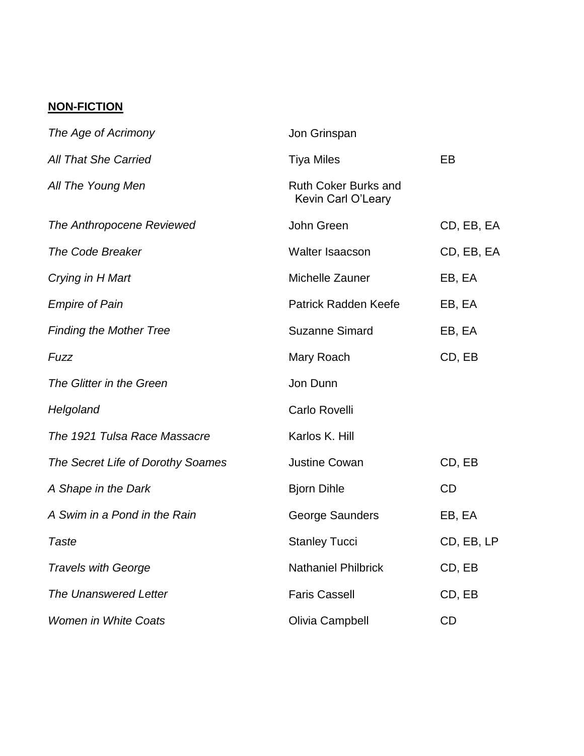**NON-FICTION**

| | | |
|---|---|---|
| *The Age of Acrimony* | Jon Grinspan | |
| *All That She Carried* | Tiya Miles | EB |
| *All The Young Men* | Ruth Coker Burks and Kevin Carl O'Leary | |
| *The Anthropocene Reviewed* | John Green | CD, EB, EA |
| *The Code Breaker* | Walter Isaacson | CD, EB, EA |
| *Crying in H Mart* | Michelle Zauner | EB, EA |
| *Empire of Pain* | Patrick Radden Keefe | EB, EA |
| *Finding the Mother Tree* | Suzanne Simard | EB, EA |
| *Fuzz* | Mary Roach | CD, EB |
| *The Glitter in the Green* | Jon Dunn | |
| *Helgoland* | Carlo Rovelli | |
| *The 1921 Tulsa Race Massacre* | Karlos K. Hill | |
| *The Secret Life of Dorothy Soames* | Justine Cowan | CD, EB |
| *A Shape in the Dark* | Bjorn Dihle | CD |
| *A Swim in a Pond in the Rain* | George Saunders | EB, EA |
| *Taste* | Stanley Tucci | CD, EB, LP |
| *Travels with George* | Nathaniel Philbrick | CD, EB |
| *The Unanswered Letter* | Faris Cassell | CD, EB |
| *Women in White Coats* | Olivia Campbell | CD |